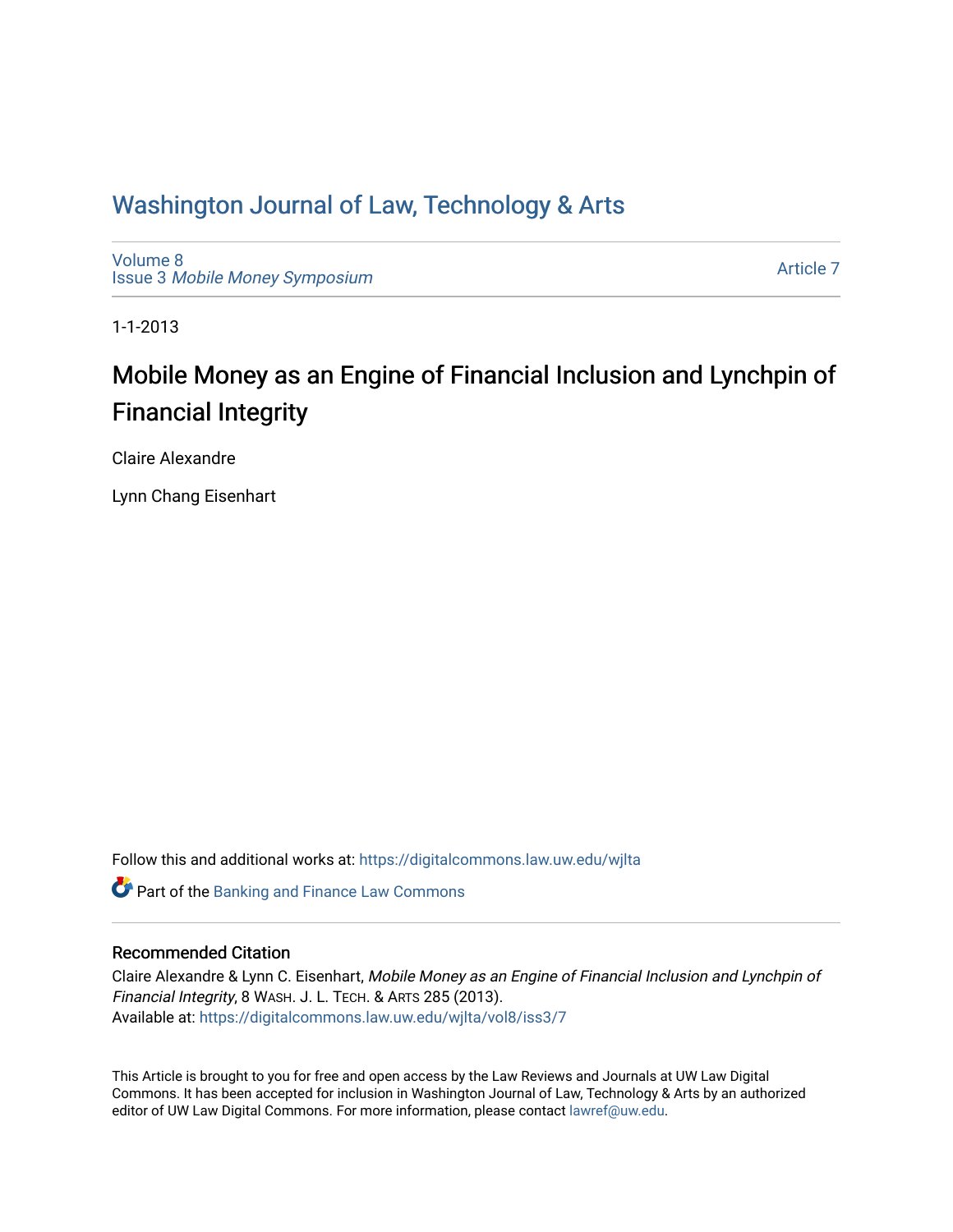# Washington Journal of Law, Technology & Arts

Volume 8
Issue 3 *Mobile Money Symposium*

Article 7

1-1-2013

## Mobile Money as an Engine of Financial Inclusion and Lynchpin of Financial Integrity

Claire Alexandre

Lynn Chang Eisenhart

Follow this and additional works at: https://digitalcommons.law.uw.edu/wjlta

Part of the Banking and Finance Law Commons

### Recommended Citation

Claire Alexandre & Lynn C. Eisenhart, *Mobile Money as an Engine of Financial Inclusion and Lynchpin of Financial Integrity*, 8 WASH. J. L. TECH. & ARTS 285 (2013).
Available at: https://digitalcommons.law.uw.edu/wjlta/vol8/iss3/7

This Article is brought to you for free and open access by the Law Reviews and Journals at UW Law Digital Commons. It has been accepted for inclusion in Washington Journal of Law, Technology & Arts by an authorized editor of UW Law Digital Commons. For more information, please contact lawref@uw.edu.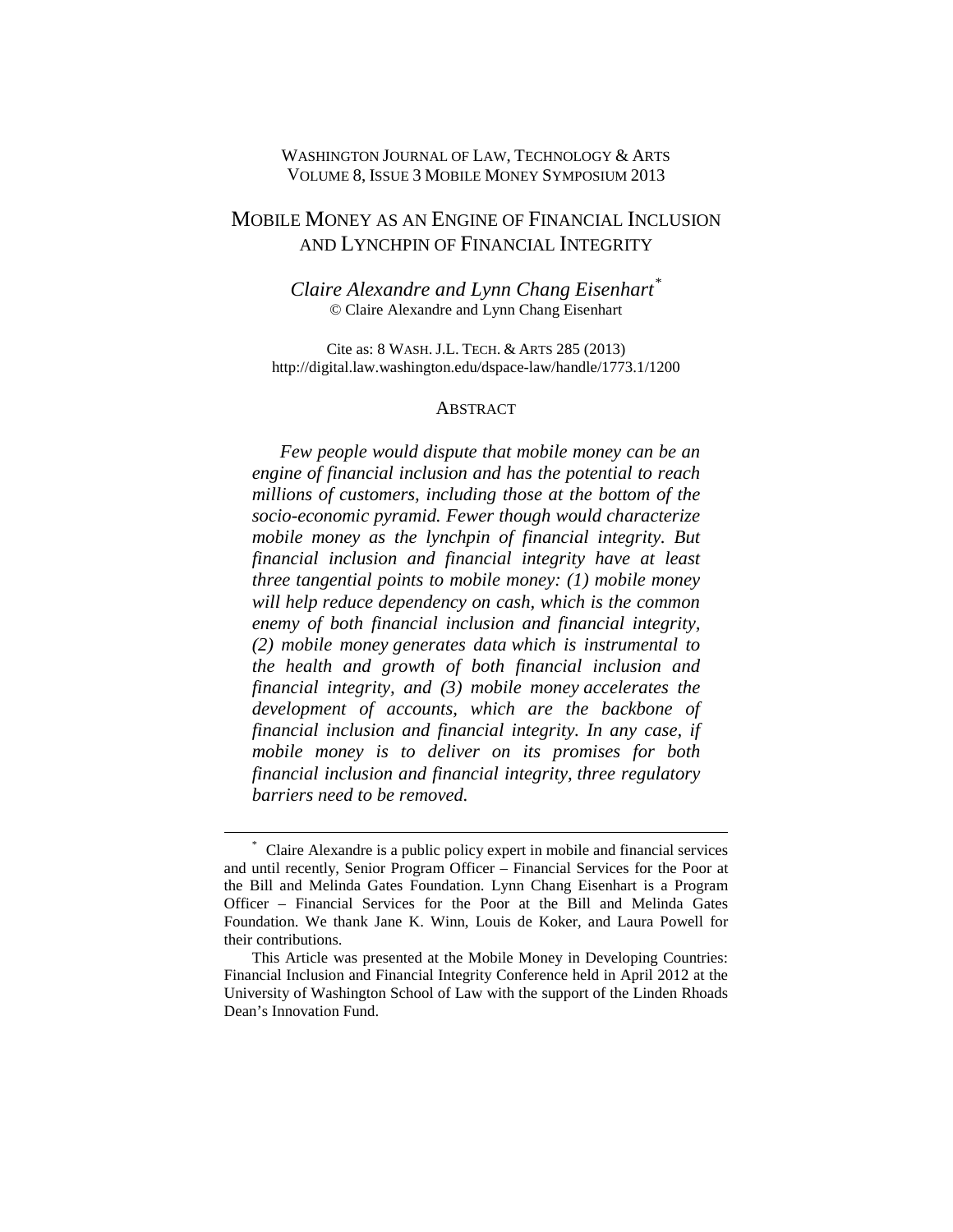WASHINGTON JOURNAL OF LAW, TECHNOLOGY & ARTS
VOLUME 8, ISSUE 3 MOBILE MONEY SYMPOSIUM 2013

# MOBILE MONEY AS AN ENGINE OF FINANCIAL INCLUSION AND LYNCHPIN OF FINANCIAL INTEGRITY

*Claire Alexandre and Lynn Chang Eisenhart*[*]
© Claire Alexandre and Lynn Chang Eisenhart

Cite as: 8 WASH. J.L. TECH. & ARTS 285 (2013)
http://digital.law.washington.edu/dspace-law/handle/1773.1/1200

## ABSTRACT

*Few people would dispute that mobile money can be an engine of financial inclusion and has the potential to reach millions of customers, including those at the bottom of the socio-economic pyramid. Fewer though would characterize mobile money as the lynchpin of financial integrity. But financial inclusion and financial integrity have at least three tangential points to mobile money: (1) mobile money will help reduce dependency on cash, which is the common enemy of both financial inclusion and financial integrity, (2) mobile money generates data which is instrumental to the health and growth of both financial inclusion and financial integrity, and (3) mobile money accelerates the development of accounts, which are the backbone of financial inclusion and financial integrity. In any case, if mobile money is to deliver on its promises for both financial inclusion and financial integrity, three regulatory barriers need to be removed.*

---

[*] Claire Alexandre is a public policy expert in mobile and financial services and until recently, Senior Program Officer – Financial Services for the Poor at the Bill and Melinda Gates Foundation. Lynn Chang Eisenhart is a Program Officer – Financial Services for the Poor at the Bill and Melinda Gates Foundation. We thank Jane K. Winn, Louis de Koker, and Laura Powell for their contributions.

This Article was presented at the Mobile Money in Developing Countries: Financial Inclusion and Financial Integrity Conference held in April 2012 at the University of Washington School of Law with the support of the Linden Rhoads Dean's Innovation Fund.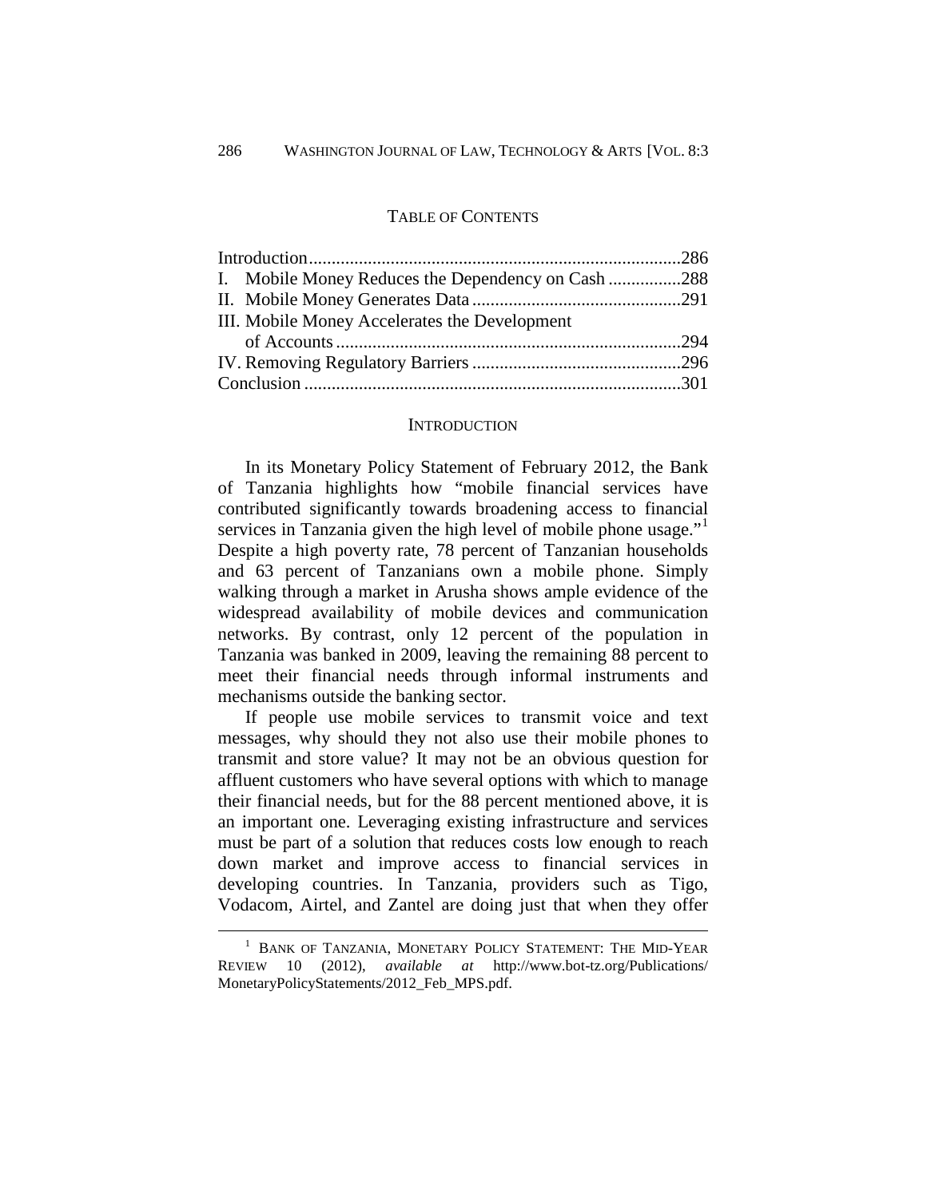## TABLE OF CONTENTS

| | |
|---|---|
| Introduction | 286 |
| I. Mobile Money Reduces the Dependency on Cash | 288 |
| II. Mobile Money Generates Data | 291 |
| III. Mobile Money Accelerates the Development of Accounts | 294 |
| IV. Removing Regulatory Barriers | 296 |
| Conclusion | 301 |

## INTRODUCTION

In its Monetary Policy Statement of February 2012, the Bank of Tanzania highlights how "mobile financial services have contributed significantly towards broadening access to financial services in Tanzania given the high level of mobile phone usage."[1] Despite a high poverty rate, 78 percent of Tanzanian households and 63 percent of Tanzanians own a mobile phone. Simply walking through a market in Arusha shows ample evidence of the widespread availability of mobile devices and communication networks. By contrast, only 12 percent of the population in Tanzania was banked in 2009, leaving the remaining 88 percent to meet their financial needs through informal instruments and mechanisms outside the banking sector.

If people use mobile services to transmit voice and text messages, why should they not also use their mobile phones to transmit and store value? It may not be an obvious question for affluent customers who have several options with which to manage their financial needs, but for the 88 percent mentioned above, it is an important one. Leveraging existing infrastructure and services must be part of a solution that reduces costs low enough to reach down market and improve access to financial services in developing countries. In Tanzania, providers such as Tigo, Vodacom, Airtel, and Zantel are doing just that when they offer

---

[1] BANK OF TANZANIA, MONETARY POLICY STATEMENT: THE MID-YEAR REVIEW 10 (2012), *available at* http://www.bot-tz.org/Publications/MonetaryPolicyStatements/2012_Feb_MPS.pdf.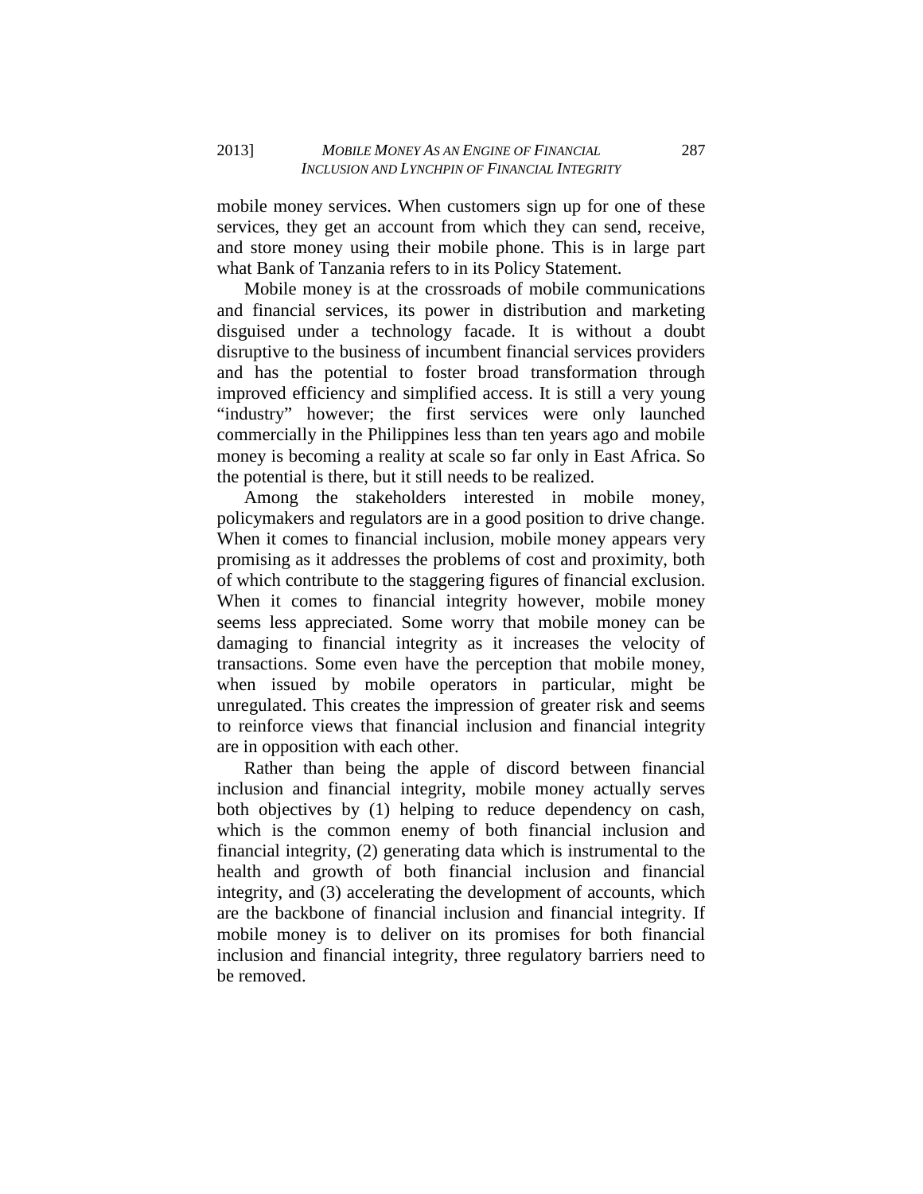mobile money services. When customers sign up for one of these services, they get an account from which they can send, receive, and store money using their mobile phone. This is in large part what Bank of Tanzania refers to in its Policy Statement.

Mobile money is at the crossroads of mobile communications and financial services, its power in distribution and marketing disguised under a technology facade. It is without a doubt disruptive to the business of incumbent financial services providers and has the potential to foster broad transformation through improved efficiency and simplified access. It is still a very young "industry" however; the first services were only launched commercially in the Philippines less than ten years ago and mobile money is becoming a reality at scale so far only in East Africa. So the potential is there, but it still needs to be realized.

Among the stakeholders interested in mobile money, policymakers and regulators are in a good position to drive change. When it comes to financial inclusion, mobile money appears very promising as it addresses the problems of cost and proximity, both of which contribute to the staggering figures of financial exclusion. When it comes to financial integrity however, mobile money seems less appreciated. Some worry that mobile money can be damaging to financial integrity as it increases the velocity of transactions. Some even have the perception that mobile money, when issued by mobile operators in particular, might be unregulated. This creates the impression of greater risk and seems to reinforce views that financial inclusion and financial integrity are in opposition with each other.

Rather than being the apple of discord between financial inclusion and financial integrity, mobile money actually serves both objectives by (1) helping to reduce dependency on cash, which is the common enemy of both financial inclusion and financial integrity, (2) generating data which is instrumental to the health and growth of both financial inclusion and financial integrity, and (3) accelerating the development of accounts, which are the backbone of financial inclusion and financial integrity. If mobile money is to deliver on its promises for both financial inclusion and financial integrity, three regulatory barriers need to be removed.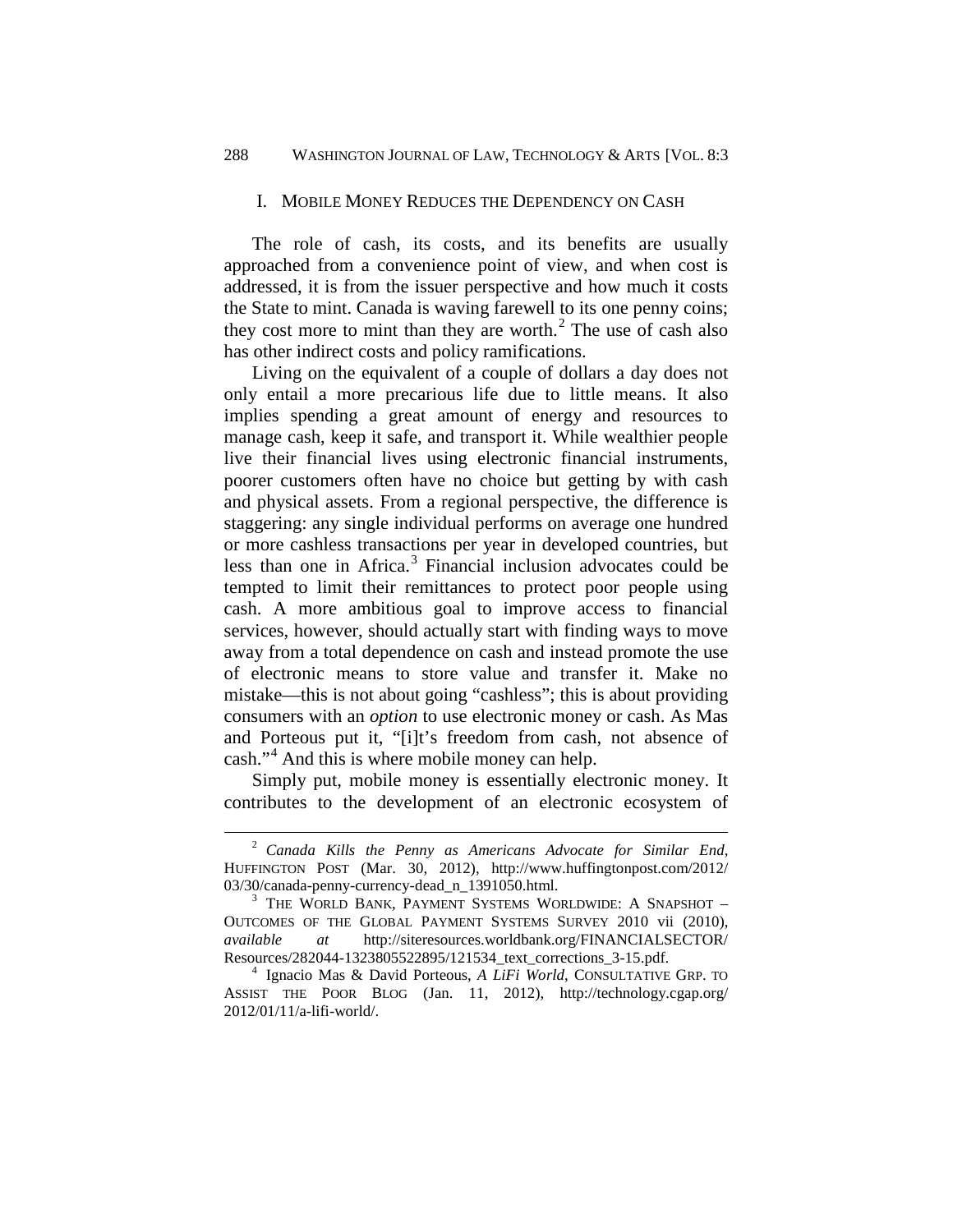## I. Mobile Money Reduces the Dependency on Cash

The role of cash, its costs, and its benefits are usually approached from a convenience point of view, and when cost is addressed, it is from the issuer perspective and how much it costs the State to mint. Canada is waving farewell to its one penny coins; they cost more to mint than they are worth.[2] The use of cash also has other indirect costs and policy ramifications.

Living on the equivalent of a couple of dollars a day does not only entail a more precarious life due to little means. It also implies spending a great amount of energy and resources to manage cash, keep it safe, and transport it. While wealthier people live their financial lives using electronic financial instruments, poorer customers often have no choice but getting by with cash and physical assets. From a regional perspective, the difference is staggering: any single individual performs on average one hundred or more cashless transactions per year in developed countries, but less than one in Africa.[3] Financial inclusion advocates could be tempted to limit their remittances to protect poor people using cash. A more ambitious goal to improve access to financial services, however, should actually start with finding ways to move away from a total dependence on cash and instead promote the use of electronic means to store value and transfer it. Make no mistake—this is not about going "cashless"; this is about providing consumers with an *option* to use electronic money or cash. As Mas and Porteous put it, "[i]t's freedom from cash, not absence of cash."[4] And this is where mobile money can help.

Simply put, mobile money is essentially electronic money. It contributes to the development of an electronic ecosystem of

---

[2] *Canada Kills the Penny as Americans Advocate for Similar End*, HUFFINGTON POST (Mar. 30, 2012), http://www.huffingtonpost.com/2012/03/30/canada-penny-currency-dead_n_1391050.html.

[3] THE WORLD BANK, PAYMENT SYSTEMS WORLDWIDE: A SNAPSHOT – OUTCOMES OF THE GLOBAL PAYMENT SYSTEMS SURVEY 2010 vii (2010), *available at* http://siteresources.worldbank.org/FINANCIALSECTOR/Resources/282044-1323805522895/121534_text_corrections_3-15.pdf.

[4] Ignacio Mas & David Porteous, *A LiFi World*, CONSULTATIVE GRP. TO ASSIST THE POOR BLOG (Jan. 11, 2012), http://technology.cgap.org/2012/01/11/a-lifi-world/.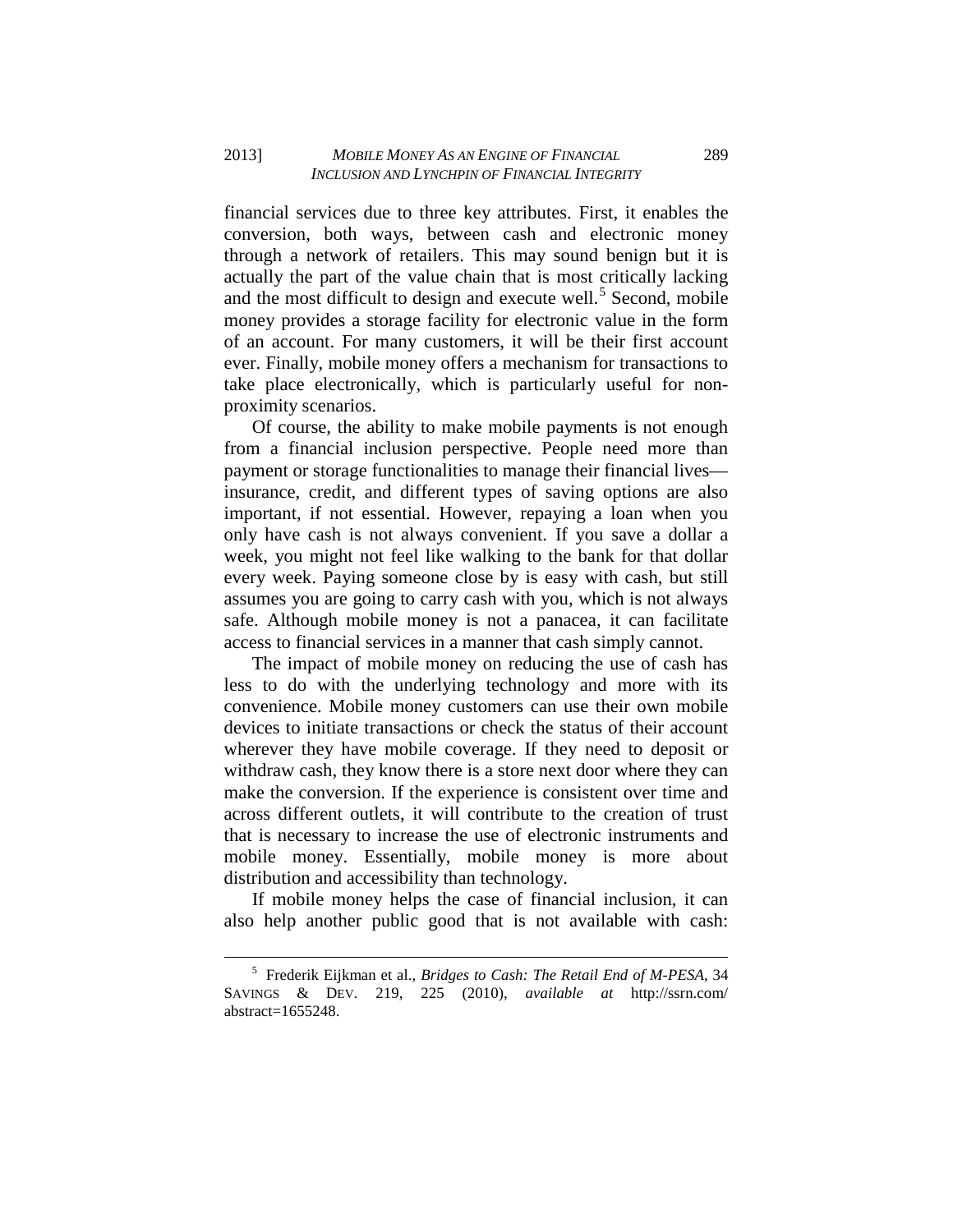financial services due to three key attributes. First, it enables the conversion, both ways, between cash and electronic money through a network of retailers. This may sound benign but it is actually the part of the value chain that is most critically lacking and the most difficult to design and execute well.[5] Second, mobile money provides a storage facility for electronic value in the form of an account. For many customers, it will be their first account ever. Finally, mobile money offers a mechanism for transactions to take place electronically, which is particularly useful for non-proximity scenarios.

Of course, the ability to make mobile payments is not enough from a financial inclusion perspective. People need more than payment or storage functionalities to manage their financial lives—insurance, credit, and different types of saving options are also important, if not essential. However, repaying a loan when you only have cash is not always convenient. If you save a dollar a week, you might not feel like walking to the bank for that dollar every week. Paying someone close by is easy with cash, but still assumes you are going to carry cash with you, which is not always safe. Although mobile money is not a panacea, it can facilitate access to financial services in a manner that cash simply cannot.

The impact of mobile money on reducing the use of cash has less to do with the underlying technology and more with its convenience. Mobile money customers can use their own mobile devices to initiate transactions or check the status of their account wherever they have mobile coverage. If they need to deposit or withdraw cash, they know there is a store next door where they can make the conversion. If the experience is consistent over time and across different outlets, it will contribute to the creation of trust that is necessary to increase the use of electronic instruments and mobile money. Essentially, mobile money is more about distribution and accessibility than technology.

If mobile money helps the case of financial inclusion, it can also help another public good that is not available with cash:

---

[5] Frederik Eijkman et al., *Bridges to Cash: The Retail End of M-PESA*, 34 SAVINGS & DEV. 219, 225 (2010), *available at* http://ssrn.com/abstract=1655248.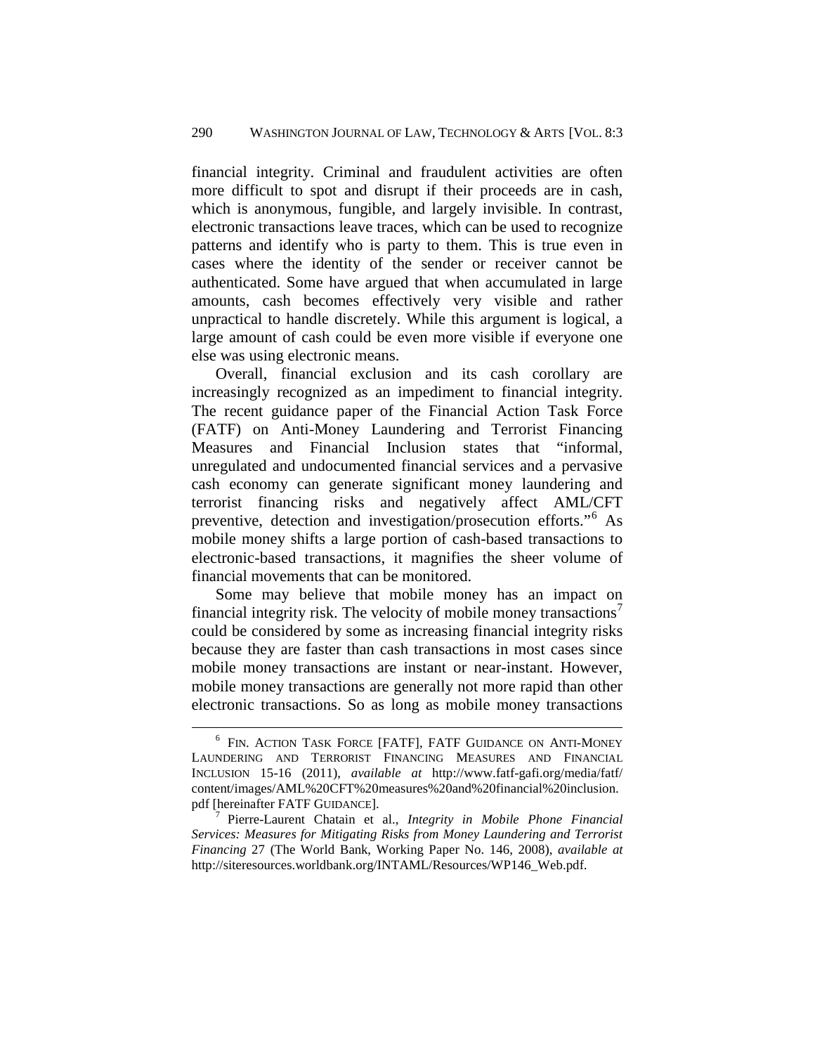financial integrity. Criminal and fraudulent activities are often more difficult to spot and disrupt if their proceeds are in cash, which is anonymous, fungible, and largely invisible. In contrast, electronic transactions leave traces, which can be used to recognize patterns and identify who is party to them. This is true even in cases where the identity of the sender or receiver cannot be authenticated. Some have argued that when accumulated in large amounts, cash becomes effectively very visible and rather unpractical to handle discretely. While this argument is logical, a large amount of cash could be even more visible if everyone one else was using electronic means.

Overall, financial exclusion and its cash corollary are increasingly recognized as an impediment to financial integrity. The recent guidance paper of the Financial Action Task Force (FATF) on Anti-Money Laundering and Terrorist Financing Measures and Financial Inclusion states that "informal, unregulated and undocumented financial services and a pervasive cash economy can generate significant money laundering and terrorist financing risks and negatively affect AML/CFT preventive, detection and investigation/prosecution efforts."[6] As mobile money shifts a large portion of cash-based transactions to electronic-based transactions, it magnifies the sheer volume of financial movements that can be monitored.

Some may believe that mobile money has an impact on financial integrity risk. The velocity of mobile money transactions[7] could be considered by some as increasing financial integrity risks because they are faster than cash transactions in most cases since mobile money transactions are instant or near-instant. However, mobile money transactions are generally not more rapid than other electronic transactions. So as long as mobile money transactions

---

[6] FIN. ACTION TASK FORCE [FATF], FATF GUIDANCE ON ANTI-MONEY LAUNDERING AND TERRORIST FINANCING MEASURES AND FINANCIAL INCLUSION 15-16 (2011), *available at* http://www.fatf-gafi.org/media/fatf/content/images/AML%20CFT%20measures%20and%20financial%20inclusion.pdf [hereinafter FATF GUIDANCE].

[7] Pierre-Laurent Chatain et al., *Integrity in Mobile Phone Financial Services: Measures for Mitigating Risks from Money Laundering and Terrorist Financing* 27 (The World Bank, Working Paper No. 146, 2008), *available at* http://siteresources.worldbank.org/INTAML/Resources/WP146_Web.pdf.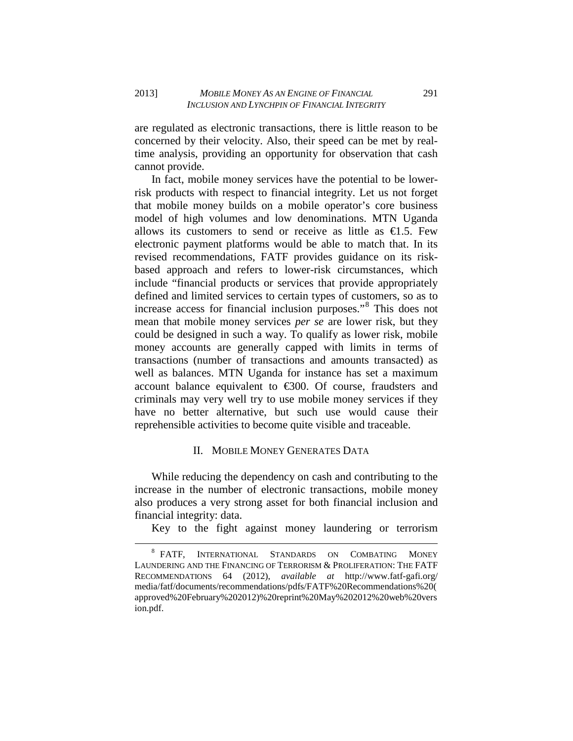are regulated as electronic transactions, there is little reason to be concerned by their velocity. Also, their speed can be met by real-time analysis, providing an opportunity for observation that cash cannot provide.

In fact, mobile money services have the potential to be lower-risk products with respect to financial integrity. Let us not forget that mobile money builds on a mobile operator's core business model of high volumes and low denominations. MTN Uganda allows its customers to send or receive as little as €1.5. Few electronic payment platforms would be able to match that. In its revised recommendations, FATF provides guidance on its risk-based approach and refers to lower-risk circumstances, which include "financial products or services that provide appropriately defined and limited services to certain types of customers, so as to increase access for financial inclusion purposes."[8] This does not mean that mobile money services *per se* are lower risk, but they could be designed in such a way. To qualify as lower risk, mobile money accounts are generally capped with limits in terms of transactions (number of transactions and amounts transacted) as well as balances. MTN Uganda for instance has set a maximum account balance equivalent to €300. Of course, fraudsters and criminals may very well try to use mobile money services if they have no better alternative, but such use would cause their reprehensible activities to become quite visible and traceable.

## II. Mobile Money Generates Data

While reducing the dependency on cash and contributing to the increase in the number of electronic transactions, mobile money also produces a very strong asset for both financial inclusion and financial integrity: data.

Key to the fight against money laundering or terrorism

---

[8] FATF, International Standards on Combating Money Laundering and the Financing of Terrorism & Proliferation: The FATF Recommendations 64 (2012), *available at* http://www.fatf-gafi.org/media/fatf/documents/recommendations/pdfs/FATF%20Recommendations%20(approved%20February%202012)%20reprint%20May%202012%20web%20version.pdf.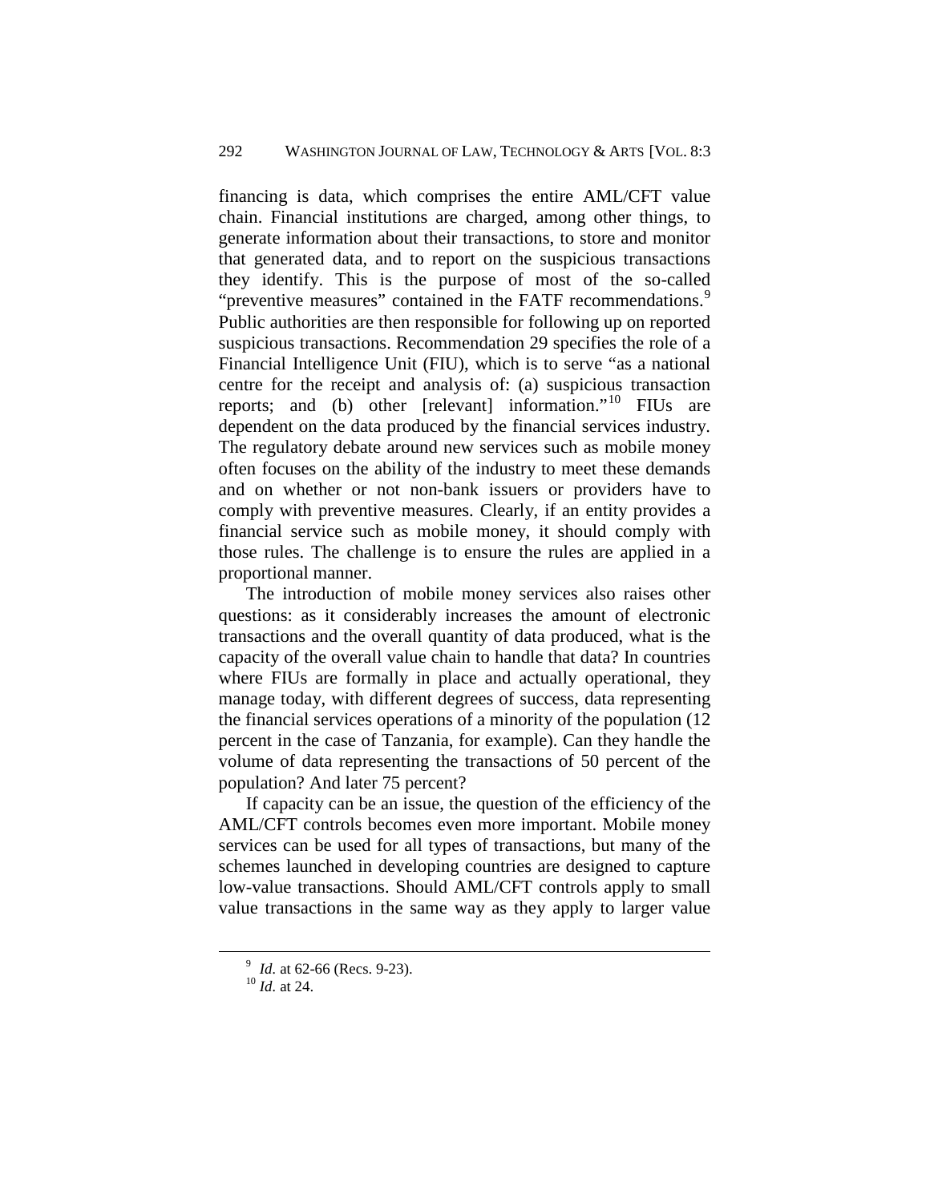financing is data, which comprises the entire AML/CFT value chain. Financial institutions are charged, among other things, to generate information about their transactions, to store and monitor that generated data, and to report on the suspicious transactions they identify. This is the purpose of most of the so-called "preventive measures" contained in the FATF recommendations.[9] Public authorities are then responsible for following up on reported suspicious transactions. Recommendation 29 specifies the role of a Financial Intelligence Unit (FIU), which is to serve "as a national centre for the receipt and analysis of: (a) suspicious transaction reports; and (b) other [relevant] information."[10] FIUs are dependent on the data produced by the financial services industry. The regulatory debate around new services such as mobile money often focuses on the ability of the industry to meet these demands and on whether or not non-bank issuers or providers have to comply with preventive measures. Clearly, if an entity provides a financial service such as mobile money, it should comply with those rules. The challenge is to ensure the rules are applied in a proportional manner.

The introduction of mobile money services also raises other questions: as it considerably increases the amount of electronic transactions and the overall quantity of data produced, what is the capacity of the overall value chain to handle that data? In countries where FIUs are formally in place and actually operational, they manage today, with different degrees of success, data representing the financial services operations of a minority of the population (12 percent in the case of Tanzania, for example). Can they handle the volume of data representing the transactions of 50 percent of the population? And later 75 percent?

If capacity can be an issue, the question of the efficiency of the AML/CFT controls becomes even more important. Mobile money services can be used for all types of transactions, but many of the schemes launched in developing countries are designed to capture low-value transactions. Should AML/CFT controls apply to small value transactions in the same way as they apply to larger value

---

[9] *Id.* at 62-66 (Recs. 9-23).

[10] *Id.* at 24.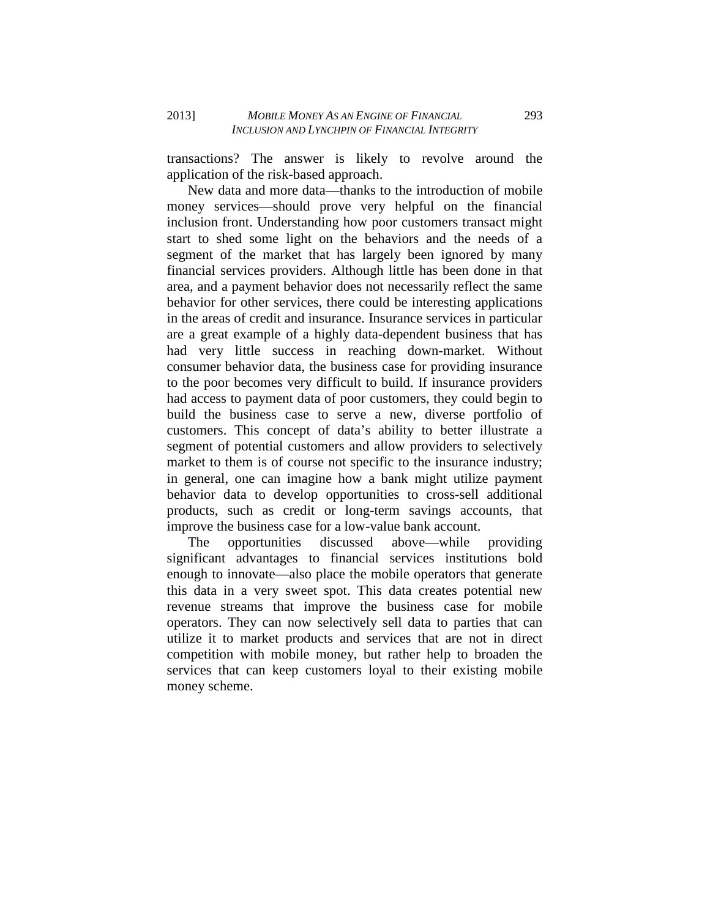transactions? The answer is likely to revolve around the application of the risk-based approach.

New data and more data—thanks to the introduction of mobile money services—should prove very helpful on the financial inclusion front. Understanding how poor customers transact might start to shed some light on the behaviors and the needs of a segment of the market that has largely been ignored by many financial services providers. Although little has been done in that area, and a payment behavior does not necessarily reflect the same behavior for other services, there could be interesting applications in the areas of credit and insurance. Insurance services in particular are a great example of a highly data-dependent business that has had very little success in reaching down-market. Without consumer behavior data, the business case for providing insurance to the poor becomes very difficult to build. If insurance providers had access to payment data of poor customers, they could begin to build the business case to serve a new, diverse portfolio of customers. This concept of data's ability to better illustrate a segment of potential customers and allow providers to selectively market to them is of course not specific to the insurance industry; in general, one can imagine how a bank might utilize payment behavior data to develop opportunities to cross-sell additional products, such as credit or long-term savings accounts, that improve the business case for a low-value bank account.

The opportunities discussed above—while providing significant advantages to financial services institutions bold enough to innovate—also place the mobile operators that generate this data in a very sweet spot. This data creates potential new revenue streams that improve the business case for mobile operators. They can now selectively sell data to parties that can utilize it to market products and services that are not in direct competition with mobile money, but rather help to broaden the services that can keep customers loyal to their existing mobile money scheme.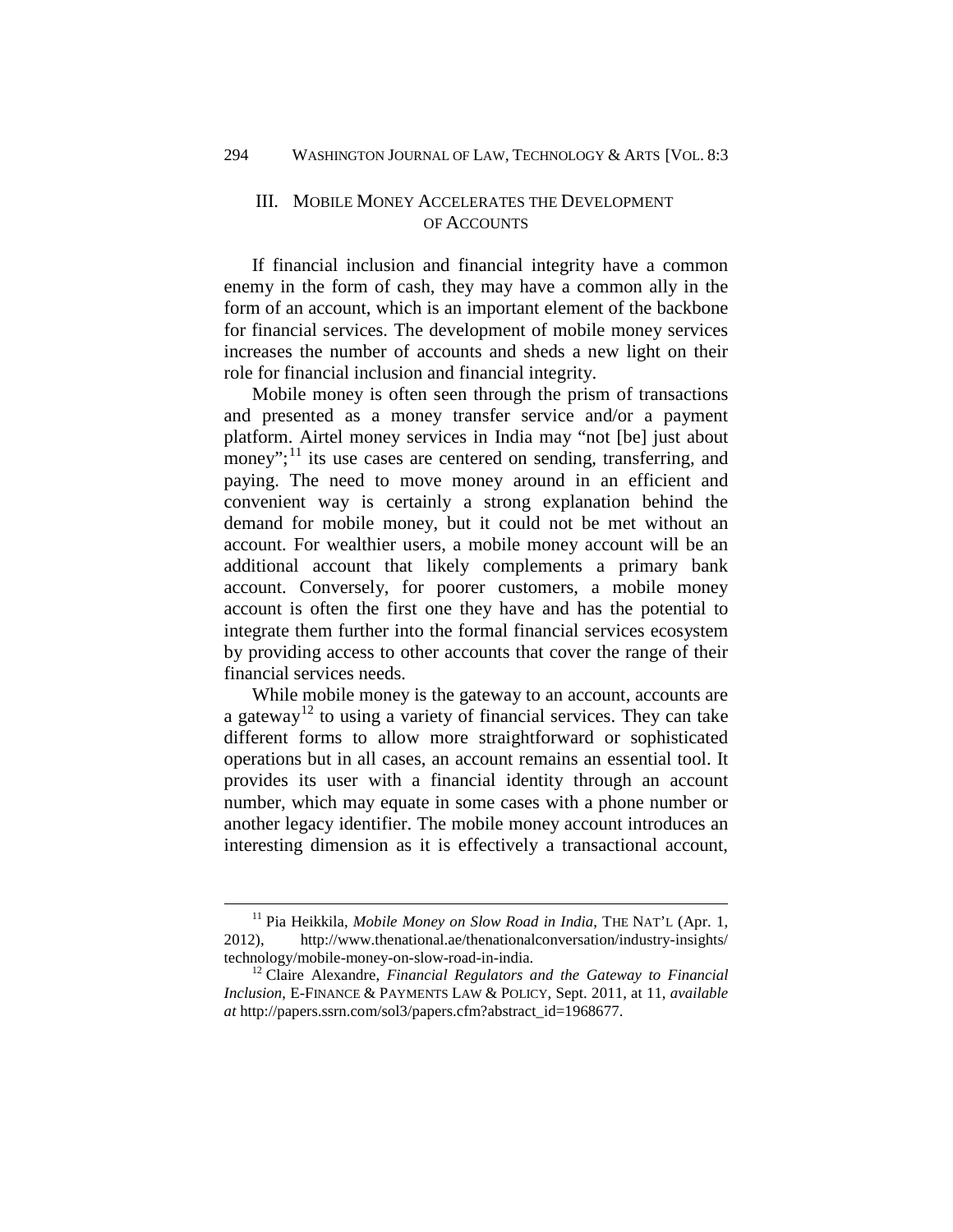## III. MOBILE MONEY ACCELERATES THE DEVELOPMENT OF ACCOUNTS

If financial inclusion and financial integrity have a common enemy in the form of cash, they may have a common ally in the form of an account, which is an important element of the backbone for financial services. The development of mobile money services increases the number of accounts and sheds a new light on their role for financial inclusion and financial integrity.

Mobile money is often seen through the prism of transactions and presented as a money transfer service and/or a payment platform. Airtel money services in India may "not [be] just about money";[11] its use cases are centered on sending, transferring, and paying. The need to move money around in an efficient and convenient way is certainly a strong explanation behind the demand for mobile money, but it could not be met without an account. For wealthier users, a mobile money account will be an additional account that likely complements a primary bank account. Conversely, for poorer customers, a mobile money account is often the first one they have and has the potential to integrate them further into the formal financial services ecosystem by providing access to other accounts that cover the range of their financial services needs.

While mobile money is the gateway to an account, accounts are a gateway[12] to using a variety of financial services. They can take different forms to allow more straightforward or sophisticated operations but in all cases, an account remains an essential tool. It provides its user with a financial identity through an account number, which may equate in some cases with a phone number or another legacy identifier. The mobile money account introduces an interesting dimension as it is effectively a transactional account,

---

[11] Pia Heikkila, *Mobile Money on Slow Road in India*, THE NAT'L (Apr. 1, 2012), http://www.thenational.ae/thenationalconversation/industry-insights/technology/mobile-money-on-slow-road-in-india.

[12] Claire Alexandre, *Financial Regulators and the Gateway to Financial Inclusion*, E-FINANCE & PAYMENTS LAW & POLICY, Sept. 2011, at 11, *available at* http://papers.ssrn.com/sol3/papers.cfm?abstract_id=1968677.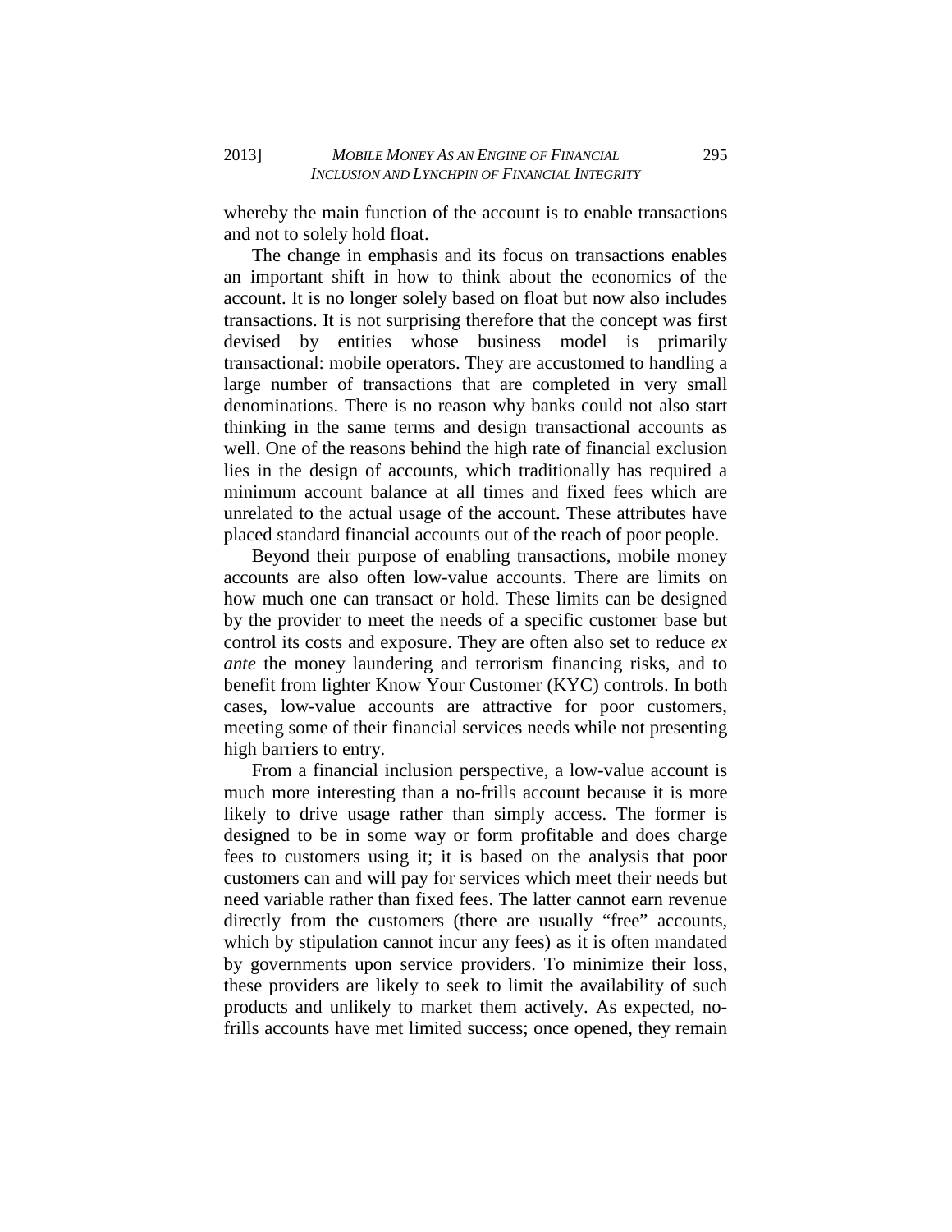whereby the main function of the account is to enable transactions and not to solely hold float.

The change in emphasis and its focus on transactions enables an important shift in how to think about the economics of the account. It is no longer solely based on float but now also includes transactions. It is not surprising therefore that the concept was first devised by entities whose business model is primarily transactional: mobile operators. They are accustomed to handling a large number of transactions that are completed in very small denominations. There is no reason why banks could not also start thinking in the same terms and design transactional accounts as well. One of the reasons behind the high rate of financial exclusion lies in the design of accounts, which traditionally has required a minimum account balance at all times and fixed fees which are unrelated to the actual usage of the account. These attributes have placed standard financial accounts out of the reach of poor people.

Beyond their purpose of enabling transactions, mobile money accounts are also often low-value accounts. There are limits on how much one can transact or hold. These limits can be designed by the provider to meet the needs of a specific customer base but control its costs and exposure. They are often also set to reduce *ex ante* the money laundering and terrorism financing risks, and to benefit from lighter Know Your Customer (KYC) controls. In both cases, low-value accounts are attractive for poor customers, meeting some of their financial services needs while not presenting high barriers to entry.

From a financial inclusion perspective, a low-value account is much more interesting than a no-frills account because it is more likely to drive usage rather than simply access. The former is designed to be in some way or form profitable and does charge fees to customers using it; it is based on the analysis that poor customers can and will pay for services which meet their needs but need variable rather than fixed fees. The latter cannot earn revenue directly from the customers (there are usually "free" accounts, which by stipulation cannot incur any fees) as it is often mandated by governments upon service providers. To minimize their loss, these providers are likely to seek to limit the availability of such products and unlikely to market them actively. As expected, no-frills accounts have met limited success; once opened, they remain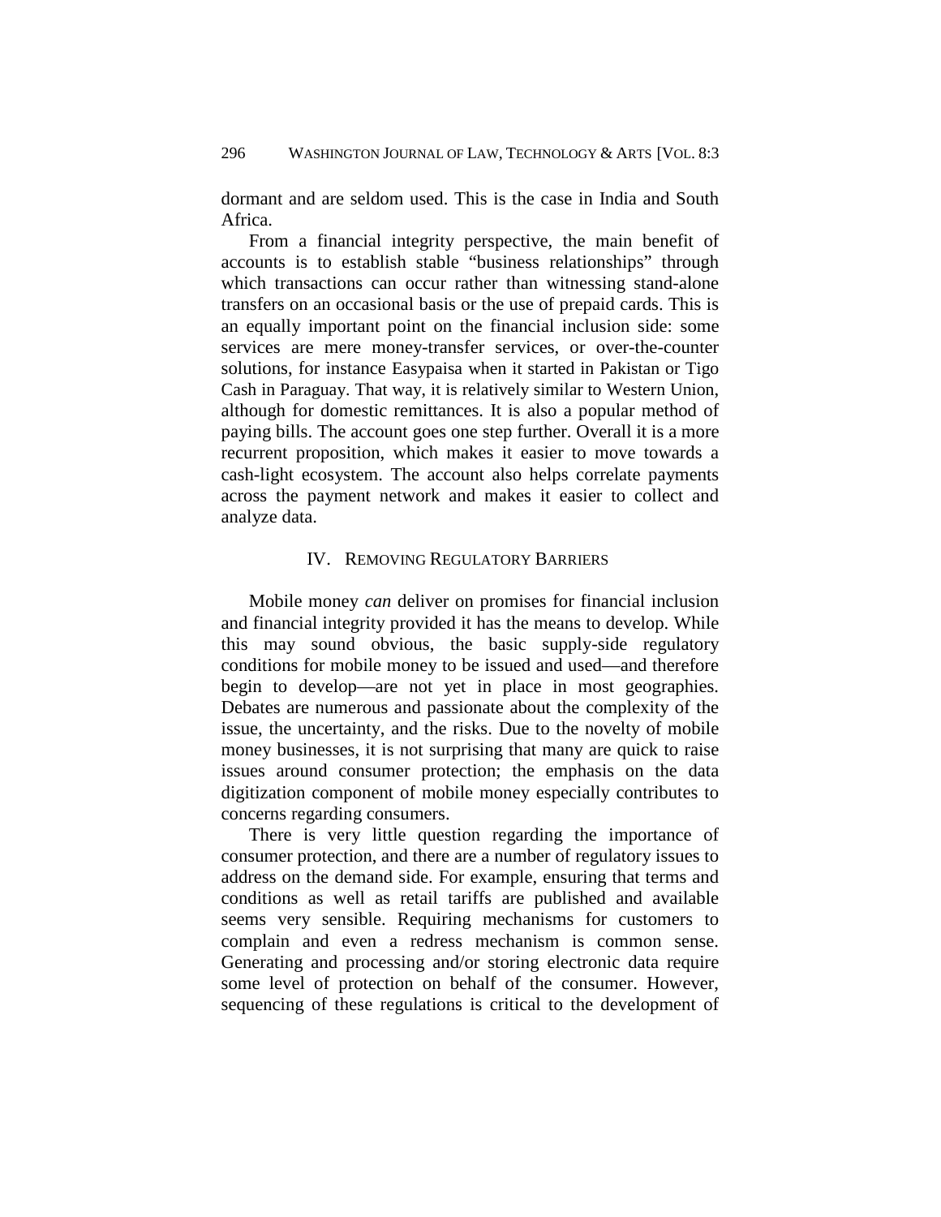dormant and are seldom used. This is the case in India and South Africa.

From a financial integrity perspective, the main benefit of accounts is to establish stable "business relationships" through which transactions can occur rather than witnessing stand-alone transfers on an occasional basis or the use of prepaid cards. This is an equally important point on the financial inclusion side: some services are mere money-transfer services, or over-the-counter solutions, for instance Easypaisa when it started in Pakistan or Tigo Cash in Paraguay. That way, it is relatively similar to Western Union, although for domestic remittances. It is also a popular method of paying bills. The account goes one step further. Overall it is a more recurrent proposition, which makes it easier to move towards a cash-light ecosystem. The account also helps correlate payments across the payment network and makes it easier to collect and analyze data.

## IV. Removing Regulatory Barriers

Mobile money *can* deliver on promises for financial inclusion and financial integrity provided it has the means to develop. While this may sound obvious, the basic supply-side regulatory conditions for mobile money to be issued and used—and therefore begin to develop—are not yet in place in most geographies. Debates are numerous and passionate about the complexity of the issue, the uncertainty, and the risks. Due to the novelty of mobile money businesses, it is not surprising that many are quick to raise issues around consumer protection; the emphasis on the data digitization component of mobile money especially contributes to concerns regarding consumers.

There is very little question regarding the importance of consumer protection, and there are a number of regulatory issues to address on the demand side. For example, ensuring that terms and conditions as well as retail tariffs are published and available seems very sensible. Requiring mechanisms for customers to complain and even a redress mechanism is common sense. Generating and processing and/or storing electronic data require some level of protection on behalf of the consumer. However, sequencing of these regulations is critical to the development of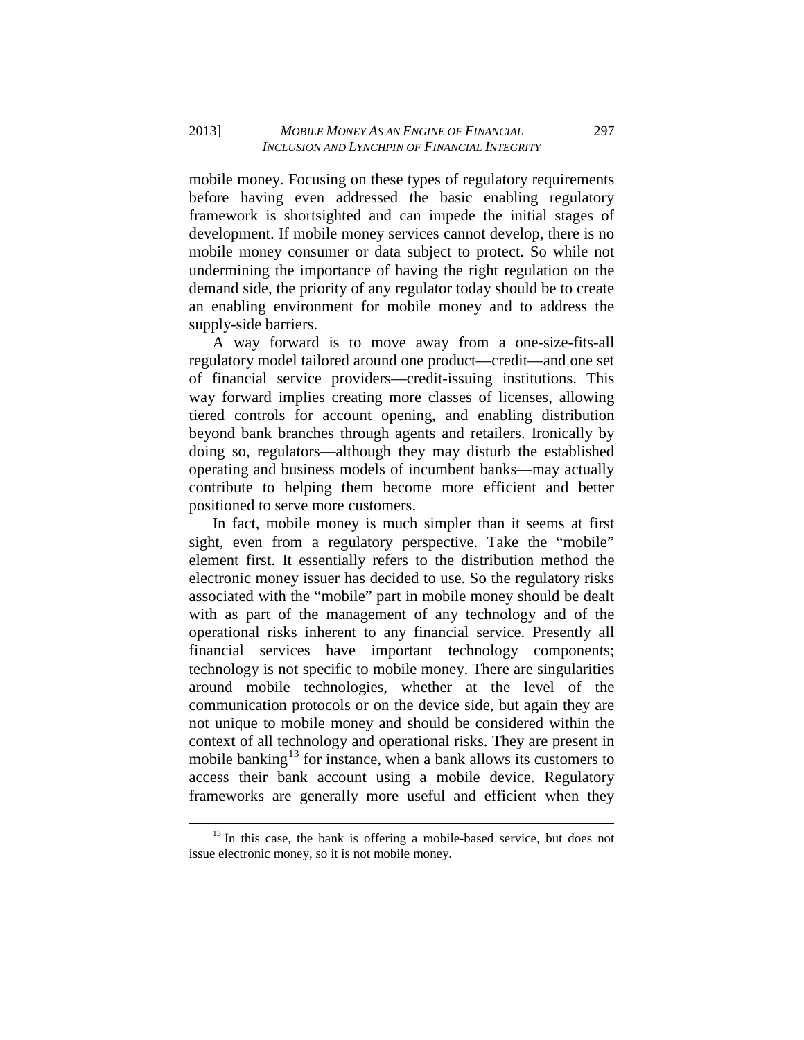mobile money. Focusing on these types of regulatory requirements before having even addressed the basic enabling regulatory framework is shortsighted and can impede the initial stages of development. If mobile money services cannot develop, there is no mobile money consumer or data subject to protect. So while not undermining the importance of having the right regulation on the demand side, the priority of any regulator today should be to create an enabling environment for mobile money and to address the supply-side barriers.

A way forward is to move away from a one-size-fits-all regulatory model tailored around one product—credit—and one set of financial service providers—credit-issuing institutions. This way forward implies creating more classes of licenses, allowing tiered controls for account opening, and enabling distribution beyond bank branches through agents and retailers. Ironically by doing so, regulators—although they may disturb the established operating and business models of incumbent banks—may actually contribute to helping them become more efficient and better positioned to serve more customers.

In fact, mobile money is much simpler than it seems at first sight, even from a regulatory perspective. Take the "mobile" element first. It essentially refers to the distribution method the electronic money issuer has decided to use. So the regulatory risks associated with the "mobile" part in mobile money should be dealt with as part of the management of any technology and of the operational risks inherent to any financial service. Presently all financial services have important technology components; technology is not specific to mobile money. There are singularities around mobile technologies, whether at the level of the communication protocols or on the device side, but again they are not unique to mobile money and should be considered within the context of all technology and operational risks. They are present in mobile banking[13] for instance, when a bank allows its customers to access their bank account using a mobile device. Regulatory frameworks are generally more useful and efficient when they

[13] In this case, the bank is offering a mobile-based service, but does not issue electronic money, so it is not mobile money.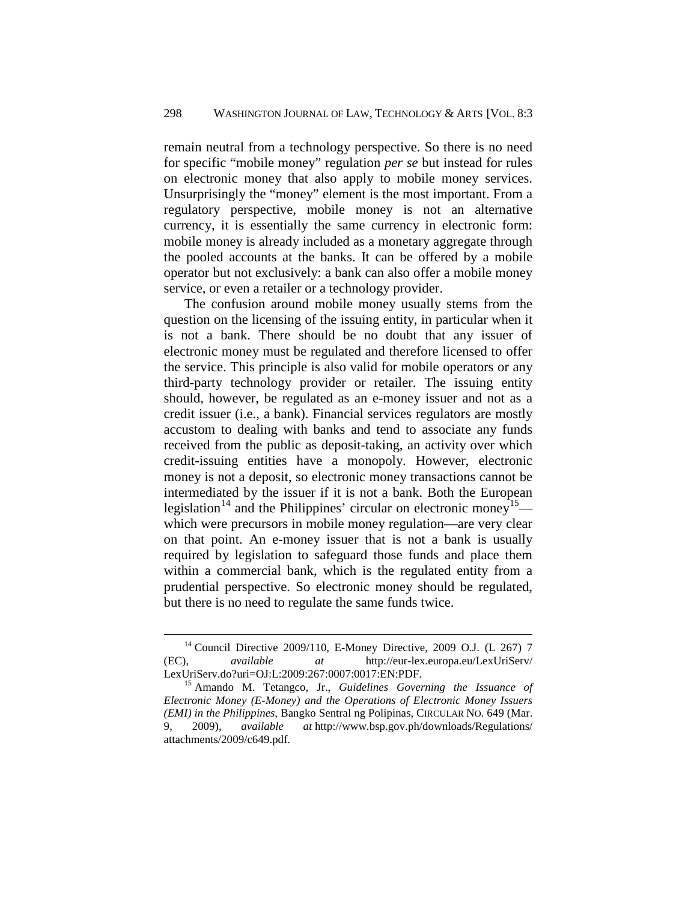remain neutral from a technology perspective. So there is no need for specific "mobile money" regulation *per se* but instead for rules on electronic money that also apply to mobile money services. Unsurprisingly the "money" element is the most important. From a regulatory perspective, mobile money is not an alternative currency, it is essentially the same currency in electronic form: mobile money is already included as a monetary aggregate through the pooled accounts at the banks. It can be offered by a mobile operator but not exclusively: a bank can also offer a mobile money service, or even a retailer or a technology provider.

The confusion around mobile money usually stems from the question on the licensing of the issuing entity, in particular when it is not a bank. There should be no doubt that any issuer of electronic money must be regulated and therefore licensed to offer the service. This principle is also valid for mobile operators or any third-party technology provider or retailer. The issuing entity should, however, be regulated as an e-money issuer and not as a credit issuer (i.e., a bank). Financial services regulators are mostly accustom to dealing with banks and tend to associate any funds received from the public as deposit-taking, an activity over which credit-issuing entities have a monopoly. However, electronic money is not a deposit, so electronic money transactions cannot be intermediated by the issuer if it is not a bank. Both the European legislation[14] and the Philippines' circular on electronic money[15]—which were precursors in mobile money regulation—are very clear on that point. An e-money issuer that is not a bank is usually required by legislation to safeguard those funds and place them within a commercial bank, which is the regulated entity from a prudential perspective. So electronic money should be regulated, but there is no need to regulate the same funds twice.

---

[14] Council Directive 2009/110, E-Money Directive, 2009 O.J. (L 267) 7 (EC), *available at* http://eur-lex.europa.eu/LexUriServ/LexUriServ.do?uri=OJ:L:2009:267:0007:0017:EN:PDF.

[15] Amando M. Tetangco, Jr., *Guidelines Governing the Issuance of Electronic Money (E-Money) and the Operations of Electronic Money Issuers (EMI) in the Philippines*, Bangko Sentral ng Polipinas, CIRCULAR NO. 649 (Mar. 9, 2009), *available at* http://www.bsp.gov.ph/downloads/Regulations/attachments/2009/c649.pdf.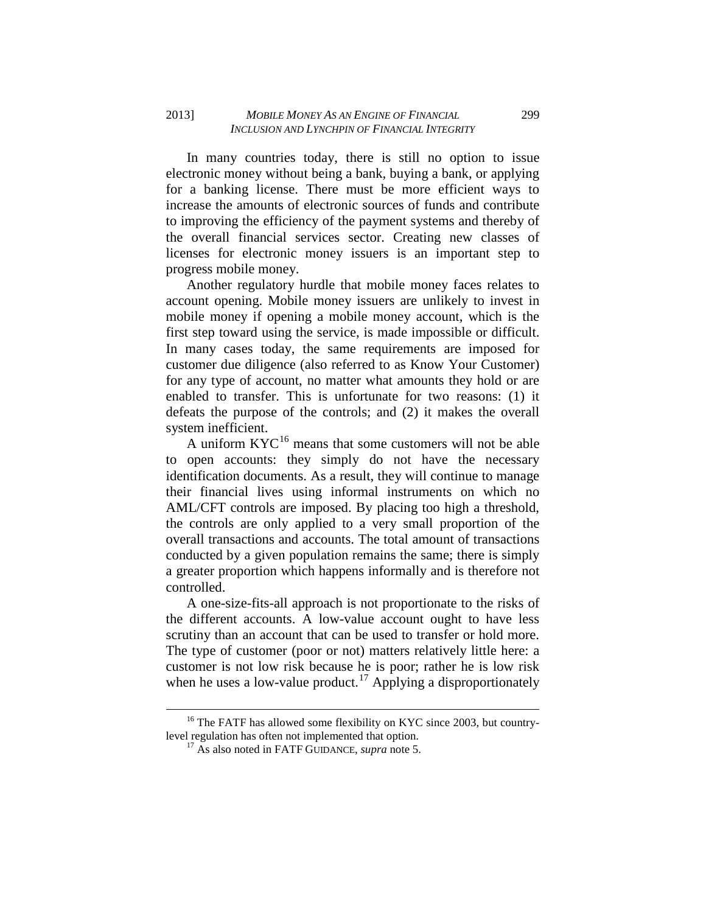In many countries today, there is still no option to issue electronic money without being a bank, buying a bank, or applying for a banking license. There must be more efficient ways to increase the amounts of electronic sources of funds and contribute to improving the efficiency of the payment systems and thereby of the overall financial services sector. Creating new classes of licenses for electronic money issuers is an important step to progress mobile money.

Another regulatory hurdle that mobile money faces relates to account opening. Mobile money issuers are unlikely to invest in mobile money if opening a mobile money account, which is the first step toward using the service, is made impossible or difficult. In many cases today, the same requirements are imposed for customer due diligence (also referred to as Know Your Customer) for any type of account, no matter what amounts they hold or are enabled to transfer. This is unfortunate for two reasons: (1) it defeats the purpose of the controls; and (2) it makes the overall system inefficient.

A uniform KYC[16] means that some customers will not be able to open accounts: they simply do not have the necessary identification documents. As a result, they will continue to manage their financial lives using informal instruments on which no AML/CFT controls are imposed. By placing too high a threshold, the controls are only applied to a very small proportion of the overall transactions and accounts. The total amount of transactions conducted by a given population remains the same; there is simply a greater proportion which happens informally and is therefore not controlled.

A one-size-fits-all approach is not proportionate to the risks of the different accounts. A low-value account ought to have less scrutiny than an account that can be used to transfer or hold more. The type of customer (poor or not) matters relatively little here: a customer is not low risk because he is poor; rather he is low risk when he uses a low-value product.[17] Applying a disproportionately

---

[16] The FATF has allowed some flexibility on KYC since 2003, but country-level regulation has often not implemented that option.

[17] As also noted in FATF GUIDANCE, *supra* note 5.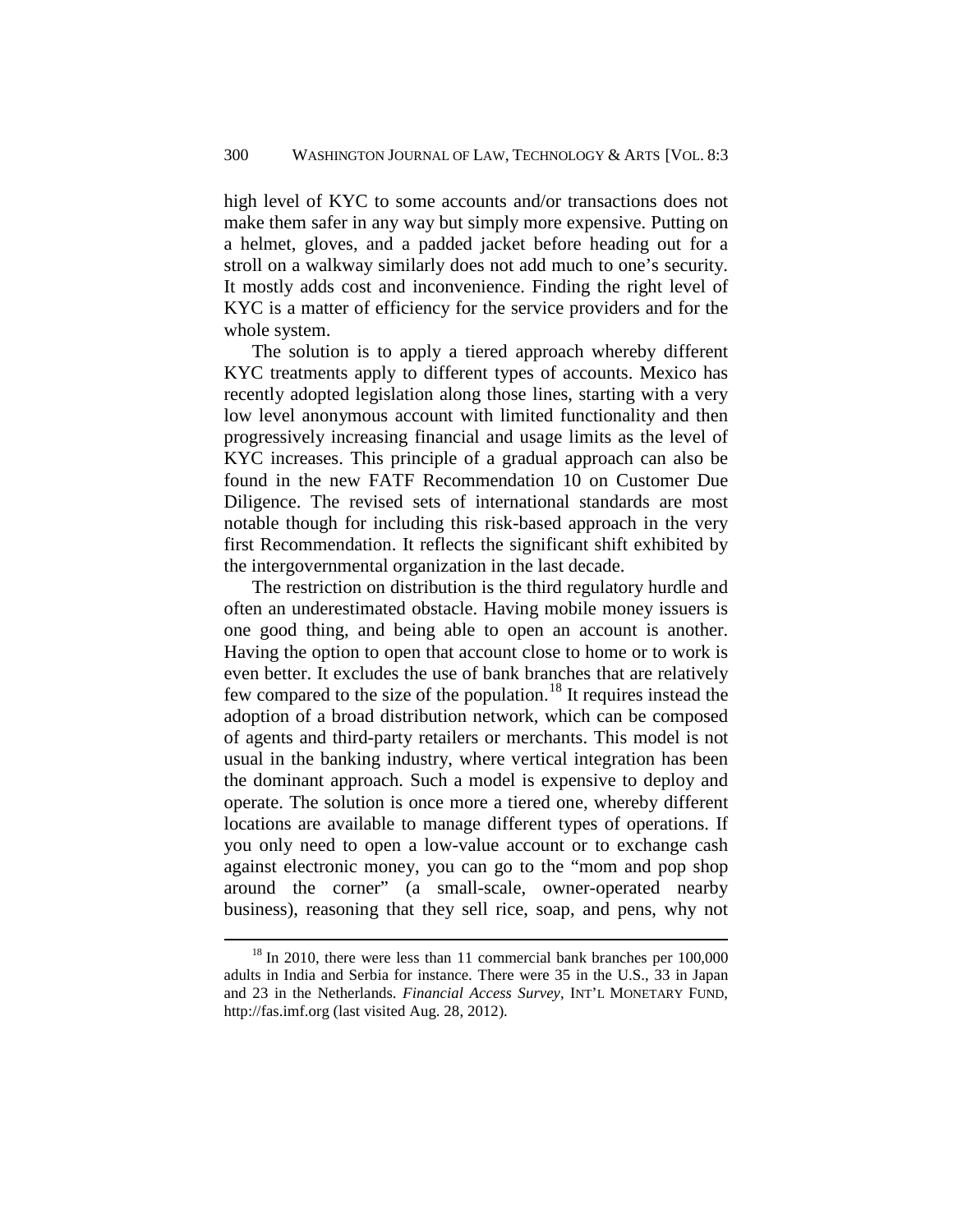high level of KYC to some accounts and/or transactions does not make them safer in any way but simply more expensive. Putting on a helmet, gloves, and a padded jacket before heading out for a stroll on a walkway similarly does not add much to one's security. It mostly adds cost and inconvenience. Finding the right level of KYC is a matter of efficiency for the service providers and for the whole system.

The solution is to apply a tiered approach whereby different KYC treatments apply to different types of accounts. Mexico has recently adopted legislation along those lines, starting with a very low level anonymous account with limited functionality and then progressively increasing financial and usage limits as the level of KYC increases. This principle of a gradual approach can also be found in the new FATF Recommendation 10 on Customer Due Diligence. The revised sets of international standards are most notable though for including this risk-based approach in the very first Recommendation. It reflects the significant shift exhibited by the intergovernmental organization in the last decade.

The restriction on distribution is the third regulatory hurdle and often an underestimated obstacle. Having mobile money issuers is one good thing, and being able to open an account is another. Having the option to open that account close to home or to work is even better. It excludes the use of bank branches that are relatively few compared to the size of the population.[18] It requires instead the adoption of a broad distribution network, which can be composed of agents and third-party retailers or merchants. This model is not usual in the banking industry, where vertical integration has been the dominant approach. Such a model is expensive to deploy and operate. The solution is once more a tiered one, whereby different locations are available to manage different types of operations. If you only need to open a low-value account or to exchange cash against electronic money, you can go to the "mom and pop shop around the corner" (a small-scale, owner-operated nearby business), reasoning that they sell rice, soap, and pens, why not

---

[18] In 2010, there were less than 11 commercial bank branches per 100,000 adults in India and Serbia for instance. There were 35 in the U.S., 33 in Japan and 23 in the Netherlands. *Financial Access Survey*, INT'L MONETARY FUND, http://fas.imf.org (last visited Aug. 28, 2012).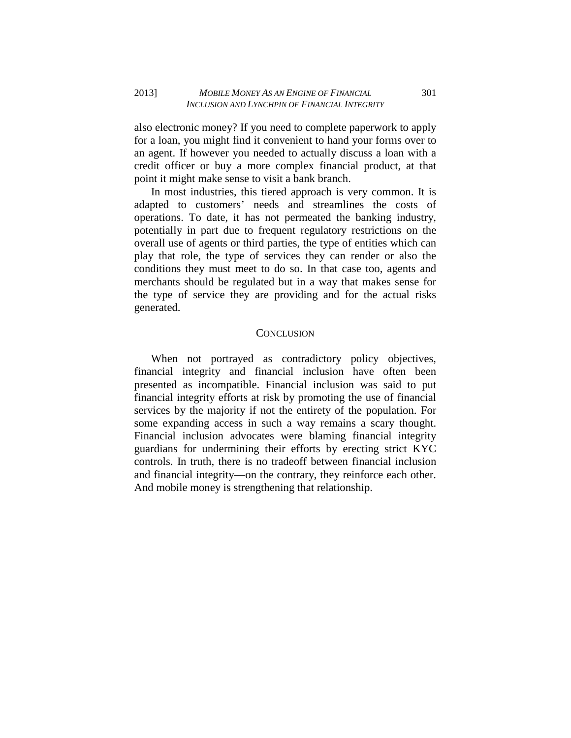also electronic money? If you need to complete paperwork to apply for a loan, you might find it convenient to hand your forms over to an agent. If however you needed to actually discuss a loan with a credit officer or buy a more complex financial product, at that point it might make sense to visit a bank branch.

In most industries, this tiered approach is very common. It is adapted to customers' needs and streamlines the costs of operations. To date, it has not permeated the banking industry, potentially in part due to frequent regulatory restrictions on the overall use of agents or third parties, the type of entities which can play that role, the type of services they can render or also the conditions they must meet to do so. In that case too, agents and merchants should be regulated but in a way that makes sense for the type of service they are providing and for the actual risks generated.

## CONCLUSION

When not portrayed as contradictory policy objectives, financial integrity and financial inclusion have often been presented as incompatible. Financial inclusion was said to put financial integrity efforts at risk by promoting the use of financial services by the majority if not the entirety of the population. For some expanding access in such a way remains a scary thought. Financial inclusion advocates were blaming financial integrity guardians for undermining their efforts by erecting strict KYC controls. In truth, there is no tradeoff between financial inclusion and financial integrity—on the contrary, they reinforce each other. And mobile money is strengthening that relationship.